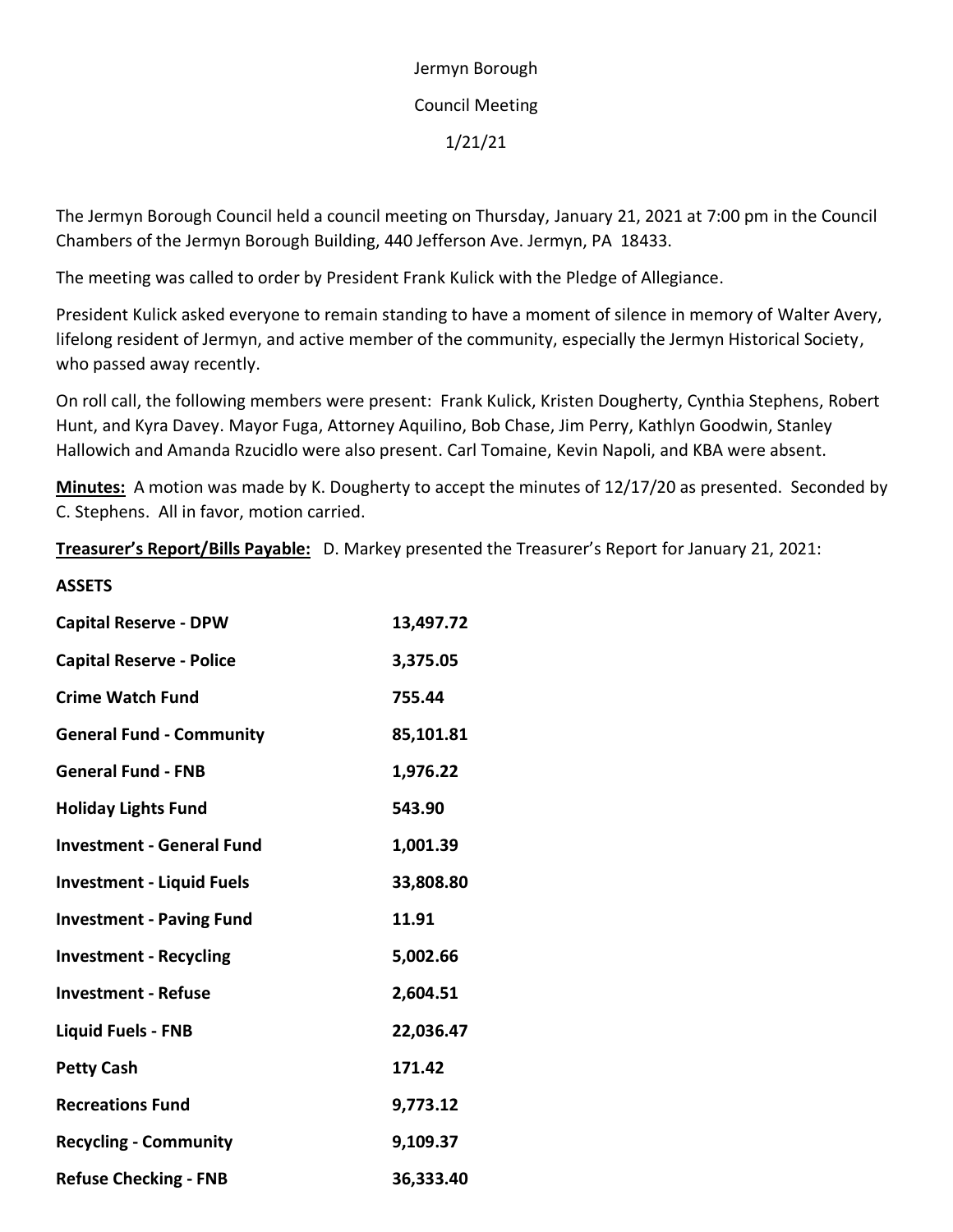Jermyn Borough

Council Meeting

1/21/21

The Jermyn Borough Council held a council meeting on Thursday, January 21, 2021 at 7:00 pm in the Council Chambers of the Jermyn Borough Building, 440 Jefferson Ave. Jermyn, PA 18433.

The meeting was called to order by President Frank Kulick with the Pledge of Allegiance.

President Kulick asked everyone to remain standing to have a moment of silence in memory of Walter Avery, lifelong resident of Jermyn, and active member of the community, especially the Jermyn Historical Society, who passed away recently.

On roll call, the following members were present: Frank Kulick, Kristen Dougherty, Cynthia Stephens, Robert Hunt, and Kyra Davey. Mayor Fuga, Attorney Aquilino, Bob Chase, Jim Perry, Kathlyn Goodwin, Stanley Hallowich and Amanda Rzucidlo were also present. Carl Tomaine, Kevin Napoli, and KBA were absent.

**Minutes:** A motion was made by K. Dougherty to accept the minutes of 12/17/20 as presented. Seconded by C. Stephens. All in favor, motion carried.

**Treasurer's Report/Bills Payable:** D. Markey presented the Treasurer's Report for January 21, 2021:

**ASSETS**

| | |
|---|---|
| **Capital Reserve - DPW** | **13,497.72** |
| **Capital Reserve - Police** | **3,375.05** |
| **Crime Watch Fund** | **755.44** |
| **General Fund - Community** | **85,101.81** |
| **General Fund - FNB** | **1,976.22** |
| **Holiday Lights Fund** | **543.90** |
| **Investment - General Fund** | **1,001.39** |
| **Investment - Liquid Fuels** | **33,808.80** |
| **Investment - Paving Fund** | **11.91** |
| **Investment - Recycling** | **5,002.66** |
| **Investment - Refuse** | **2,604.51** |
| **Liquid Fuels - FNB** | **22,036.47** |
| **Petty Cash** | **171.42** |
| **Recreations Fund** | **9,773.12** |
| **Recycling - Community** | **9,109.37** |
| **Refuse Checking - FNB** | **36,333.40** |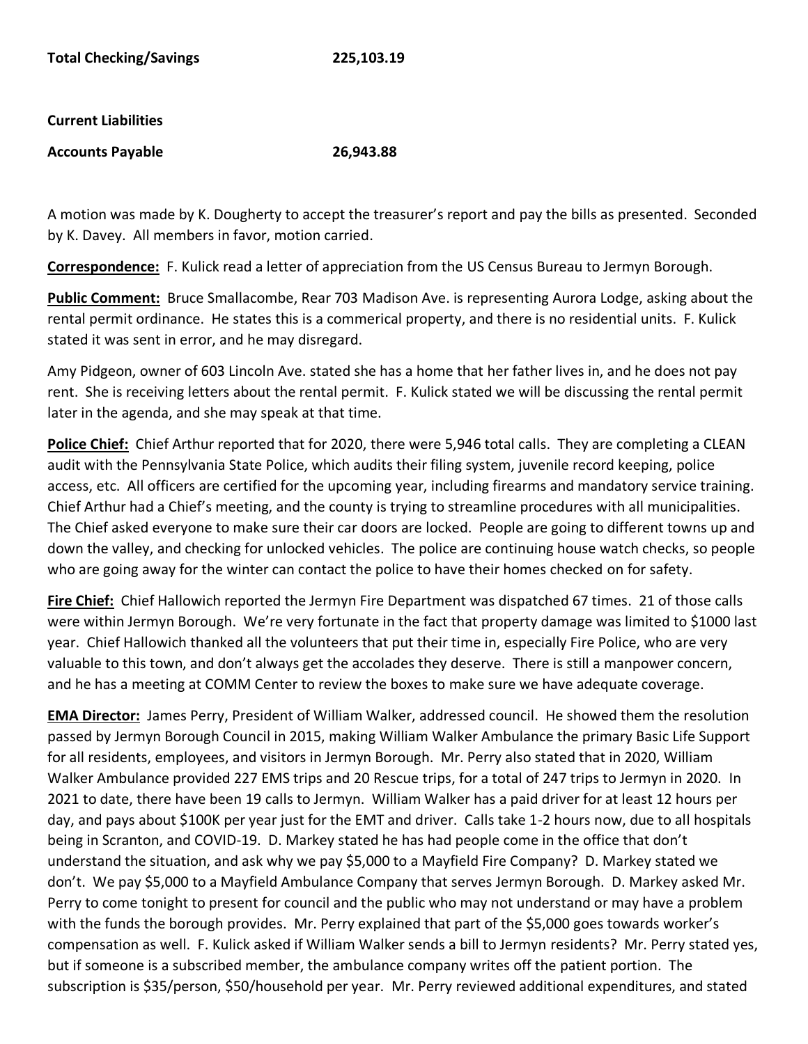**Total Checking/Savings** **225,103.19**

**Current Liabilities**

**Accounts Payable** **26,943.88**

A motion was made by K. Dougherty to accept the treasurer's report and pay the bills as presented. Seconded by K. Davey. All members in favor, motion carried.

**Correspondence:** F. Kulick read a letter of appreciation from the US Census Bureau to Jermyn Borough.

**Public Comment:** Bruce Smallacombe, Rear 703 Madison Ave. is representing Aurora Lodge, asking about the rental permit ordinance. He states this is a commerical property, and there is no residential units. F. Kulick stated it was sent in error, and he may disregard.

Amy Pidgeon, owner of 603 Lincoln Ave. stated she has a home that her father lives in, and he does not pay rent. She is receiving letters about the rental permit. F. Kulick stated we will be discussing the rental permit later in the agenda, and she may speak at that time.

**Police Chief:** Chief Arthur reported that for 2020, there were 5,946 total calls. They are completing a CLEAN audit with the Pennsylvania State Police, which audits their filing system, juvenile record keeping, police access, etc. All officers are certified for the upcoming year, including firearms and mandatory service training. Chief Arthur had a Chief's meeting, and the county is trying to streamline procedures with all municipalities. The Chief asked everyone to make sure their car doors are locked. People are going to different towns up and down the valley, and checking for unlocked vehicles. The police are continuing house watch checks, so people who are going away for the winter can contact the police to have their homes checked on for safety.

**Fire Chief:** Chief Hallowich reported the Jermyn Fire Department was dispatched 67 times. 21 of those calls were within Jermyn Borough. We're very fortunate in the fact that property damage was limited to $1000 last year. Chief Hallowich thanked all the volunteers that put their time in, especially Fire Police, who are very valuable to this town, and don't always get the accolades they deserve. There is still a manpower concern, and he has a meeting at COMM Center to review the boxes to make sure we have adequate coverage.

**EMA Director:** James Perry, President of William Walker, addressed council. He showed them the resolution passed by Jermyn Borough Council in 2015, making William Walker Ambulance the primary Basic Life Support for all residents, employees, and visitors in Jermyn Borough. Mr. Perry also stated that in 2020, William Walker Ambulance provided 227 EMS trips and 20 Rescue trips, for a total of 247 trips to Jermyn in 2020. In 2021 to date, there have been 19 calls to Jermyn. William Walker has a paid driver for at least 12 hours per day, and pays about $100K per year just for the EMT and driver. Calls take 1-2 hours now, due to all hospitals being in Scranton, and COVID-19. D. Markey stated he has had people come in the office that don't understand the situation, and ask why we pay $5,000 to a Mayfield Fire Company? D. Markey stated we don't. We pay $5,000 to a Mayfield Ambulance Company that serves Jermyn Borough. D. Markey asked Mr. Perry to come tonight to present for council and the public who may not understand or may have a problem with the funds the borough provides. Mr. Perry explained that part of the $5,000 goes towards worker's compensation as well. F. Kulick asked if William Walker sends a bill to Jermyn residents? Mr. Perry stated yes, but if someone is a subscribed member, the ambulance company writes off the patient portion. The subscription is $35/person, $50/household per year. Mr. Perry reviewed additional expenditures, and stated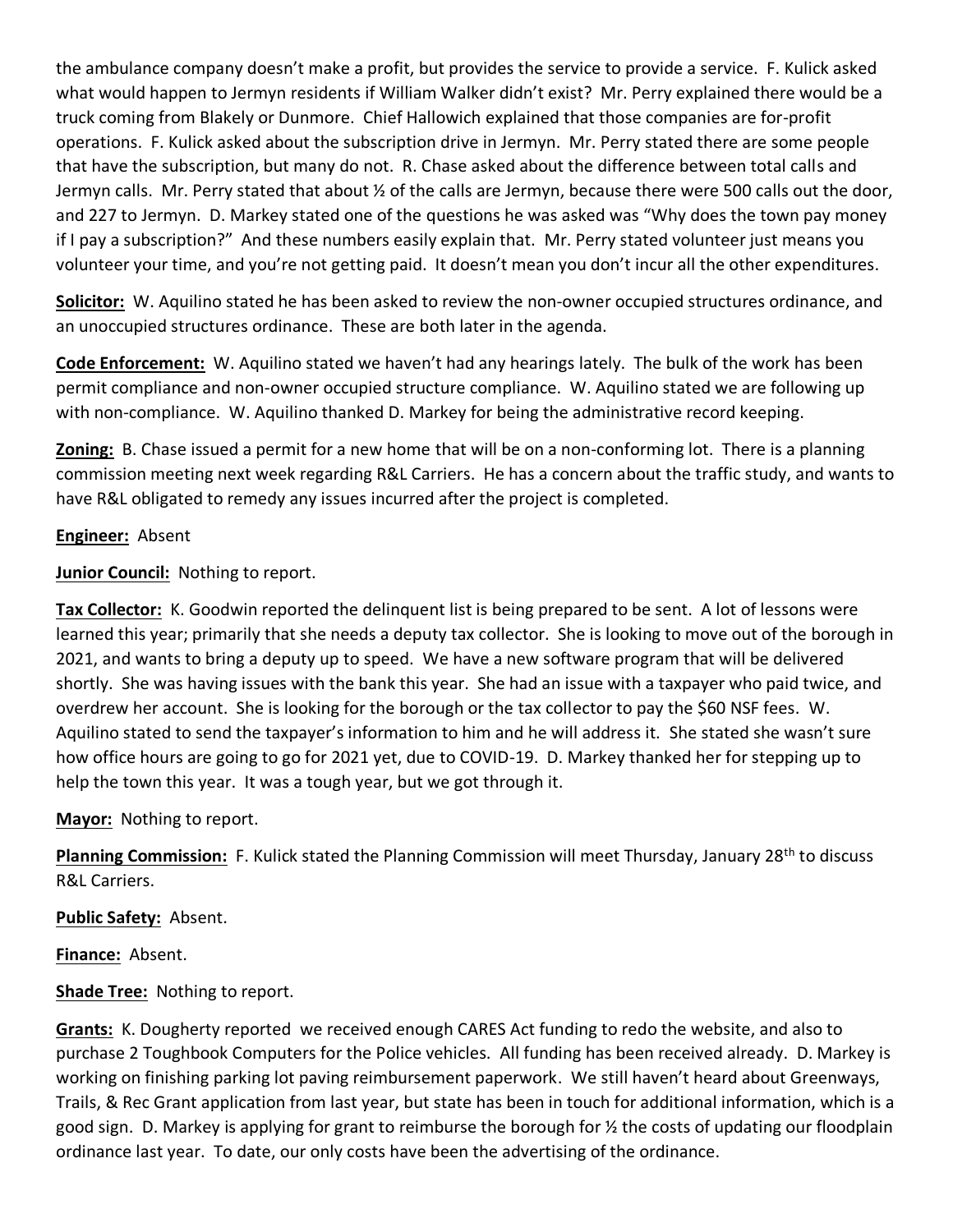the ambulance company doesn't make a profit, but provides the service to provide a service. F. Kulick asked what would happen to Jermyn residents if William Walker didn't exist? Mr. Perry explained there would be a truck coming from Blakely or Dunmore. Chief Hallowich explained that those companies are for-profit operations. F. Kulick asked about the subscription drive in Jermyn. Mr. Perry stated there are some people that have the subscription, but many do not. R. Chase asked about the difference between total calls and Jermyn calls. Mr. Perry stated that about ½ of the calls are Jermyn, because there were 500 calls out the door, and 227 to Jermyn. D. Markey stated one of the questions he was asked was "Why does the town pay money if I pay a subscription?" And these numbers easily explain that. Mr. Perry stated volunteer just means you volunteer your time, and you're not getting paid. It doesn't mean you don't incur all the other expenditures.

**Solicitor:** W. Aquilino stated he has been asked to review the non-owner occupied structures ordinance, and an unoccupied structures ordinance. These are both later in the agenda.

**Code Enforcement:** W. Aquilino stated we haven't had any hearings lately. The bulk of the work has been permit compliance and non-owner occupied structure compliance. W. Aquilino stated we are following up with non-compliance. W. Aquilino thanked D. Markey for being the administrative record keeping.

**Zoning:** B. Chase issued a permit for a new home that will be on a non-conforming lot. There is a planning commission meeting next week regarding R&L Carriers. He has a concern about the traffic study, and wants to have R&L obligated to remedy any issues incurred after the project is completed.

**Engineer:** Absent

**Junior Council:** Nothing to report.

**Tax Collector:** K. Goodwin reported the delinquent list is being prepared to be sent. A lot of lessons were learned this year; primarily that she needs a deputy tax collector. She is looking to move out of the borough in 2021, and wants to bring a deputy up to speed. We have a new software program that will be delivered shortly. She was having issues with the bank this year. She had an issue with a taxpayer who paid twice, and overdrew her account. She is looking for the borough or the tax collector to pay the $60 NSF fees. W. Aquilino stated to send the taxpayer's information to him and he will address it. She stated she wasn't sure how office hours are going to go for 2021 yet, due to COVID-19. D. Markey thanked her for stepping up to help the town this year. It was a tough year, but we got through it.

**Mayor:** Nothing to report.

**Planning Commission:** F. Kulick stated the Planning Commission will meet Thursday, January 28th to discuss R&L Carriers.

**Public Safety:** Absent.

**Finance:** Absent.

**Shade Tree:** Nothing to report.

**Grants:** K. Dougherty reported we received enough CARES Act funding to redo the website, and also to purchase 2 Toughbook Computers for the Police vehicles. All funding has been received already. D. Markey is working on finishing parking lot paving reimbursement paperwork. We still haven't heard about Greenways, Trails, & Rec Grant application from last year, but state has been in touch for additional information, which is a good sign. D. Markey is applying for grant to reimburse the borough for ½ the costs of updating our floodplain ordinance last year. To date, our only costs have been the advertising of the ordinance.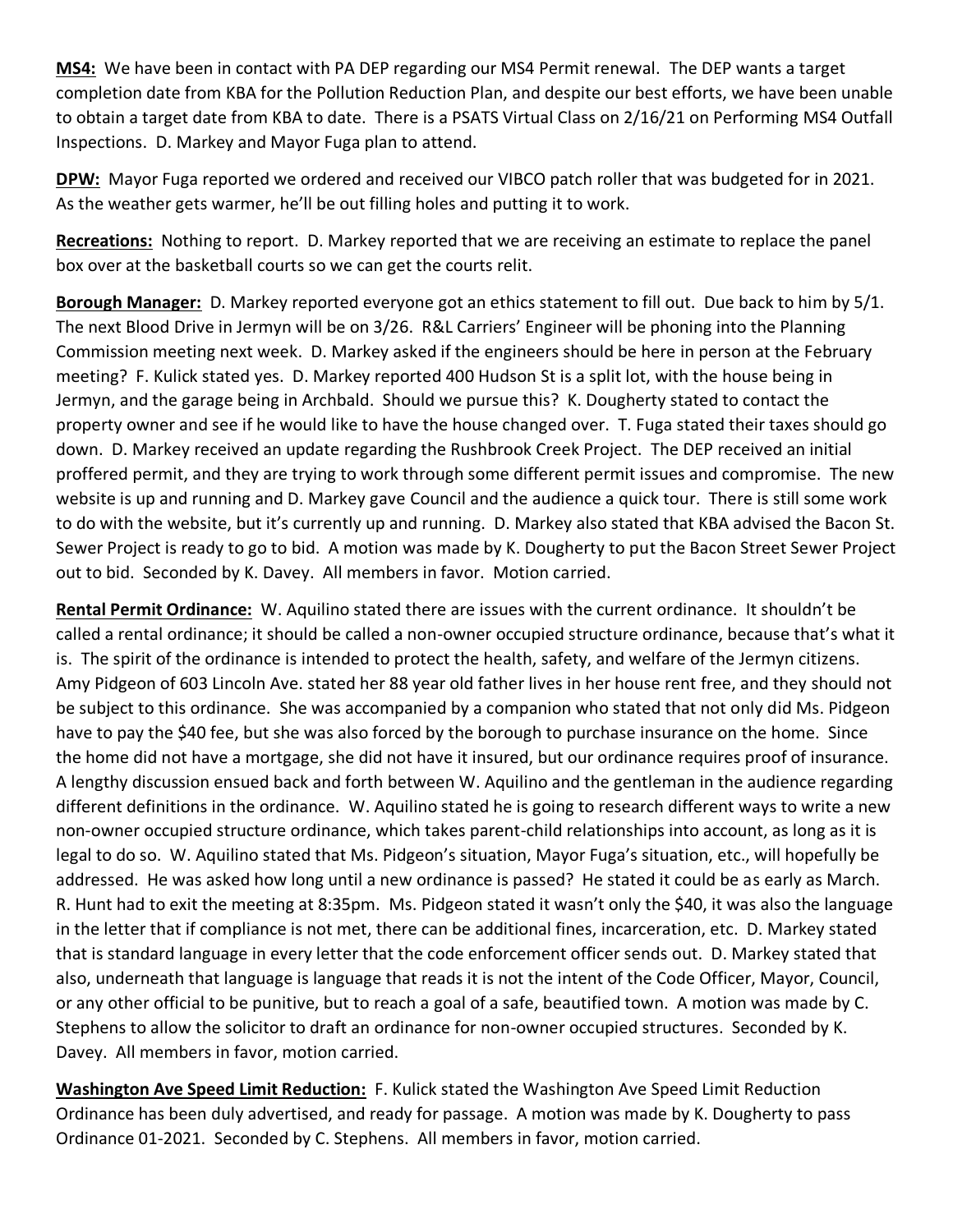**MS4:** We have been in contact with PA DEP regarding our MS4 Permit renewal. The DEP wants a target completion date from KBA for the Pollution Reduction Plan, and despite our best efforts, we have been unable to obtain a target date from KBA to date. There is a PSATS Virtual Class on 2/16/21 on Performing MS4 Outfall Inspections. D. Markey and Mayor Fuga plan to attend.

**DPW:** Mayor Fuga reported we ordered and received our VIBCO patch roller that was budgeted for in 2021. As the weather gets warmer, he'll be out filling holes and putting it to work.

**Recreations:** Nothing to report. D. Markey reported that we are receiving an estimate to replace the panel box over at the basketball courts so we can get the courts relit.

**Borough Manager:** D. Markey reported everyone got an ethics statement to fill out. Due back to him by 5/1. The next Blood Drive in Jermyn will be on 3/26. R&L Carriers' Engineer will be phoning into the Planning Commission meeting next week. D. Markey asked if the engineers should be here in person at the February meeting? F. Kulick stated yes. D. Markey reported 400 Hudson St is a split lot, with the house being in Jermyn, and the garage being in Archbald. Should we pursue this? K. Dougherty stated to contact the property owner and see if he would like to have the house changed over. T. Fuga stated their taxes should go down. D. Markey received an update regarding the Rushbrook Creek Project. The DEP received an initial proffered permit, and they are trying to work through some different permit issues and compromise. The new website is up and running and D. Markey gave Council and the audience a quick tour. There is still some work to do with the website, but it's currently up and running. D. Markey also stated that KBA advised the Bacon St. Sewer Project is ready to go to bid. A motion was made by K. Dougherty to put the Bacon Street Sewer Project out to bid. Seconded by K. Davey. All members in favor. Motion carried.

**Rental Permit Ordinance:** W. Aquilino stated there are issues with the current ordinance. It shouldn't be called a rental ordinance; it should be called a non-owner occupied structure ordinance, because that's what it is. The spirit of the ordinance is intended to protect the health, safety, and welfare of the Jermyn citizens. Amy Pidgeon of 603 Lincoln Ave. stated her 88 year old father lives in her house rent free, and they should not be subject to this ordinance. She was accompanied by a companion who stated that not only did Ms. Pidgeon have to pay the $40 fee, but she was also forced by the borough to purchase insurance on the home. Since the home did not have a mortgage, she did not have it insured, but our ordinance requires proof of insurance. A lengthy discussion ensued back and forth between W. Aquilino and the gentleman in the audience regarding different definitions in the ordinance. W. Aquilino stated he is going to research different ways to write a new non-owner occupied structure ordinance, which takes parent-child relationships into account, as long as it is legal to do so. W. Aquilino stated that Ms. Pidgeon's situation, Mayor Fuga's situation, etc., will hopefully be addressed. He was asked how long until a new ordinance is passed? He stated it could be as early as March. R. Hunt had to exit the meeting at 8:35pm. Ms. Pidgeon stated it wasn't only the $40, it was also the language in the letter that if compliance is not met, there can be additional fines, incarceration, etc. D. Markey stated that is standard language in every letter that the code enforcement officer sends out. D. Markey stated that also, underneath that language is language that reads it is not the intent of the Code Officer, Mayor, Council, or any other official to be punitive, but to reach a goal of a safe, beautified town. A motion was made by C. Stephens to allow the solicitor to draft an ordinance for non-owner occupied structures. Seconded by K. Davey. All members in favor, motion carried.

**Washington Ave Speed Limit Reduction:** F. Kulick stated the Washington Ave Speed Limit Reduction Ordinance has been duly advertised, and ready for passage. A motion was made by K. Dougherty to pass Ordinance 01-2021. Seconded by C. Stephens. All members in favor, motion carried.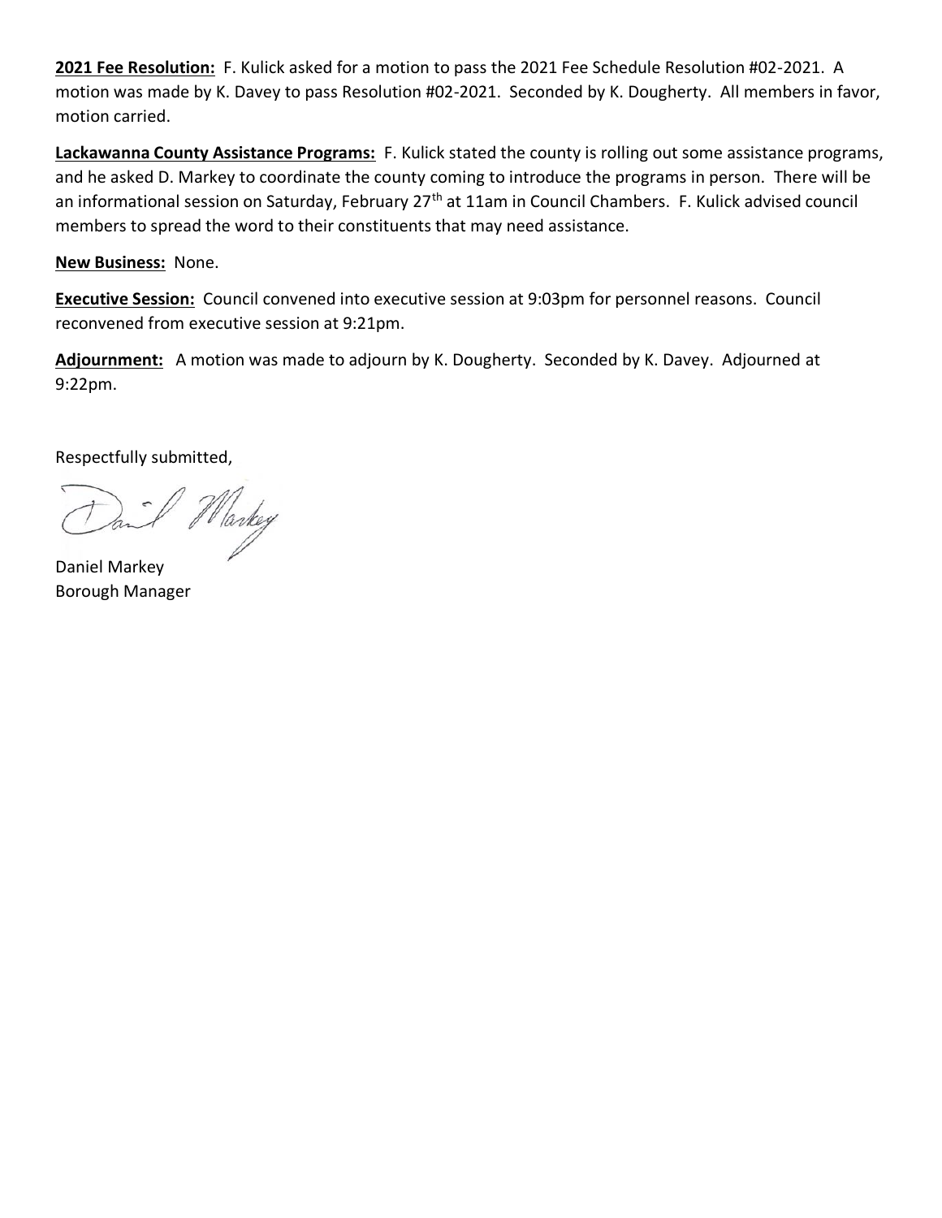**2021 Fee Resolution:** F. Kulick asked for a motion to pass the 2021 Fee Schedule Resolution #02-2021. A motion was made by K. Davey to pass Resolution #02-2021. Seconded by K. Dougherty. All members in favor, motion carried.

**Lackawanna County Assistance Programs:** F. Kulick stated the county is rolling out some assistance programs, and he asked D. Markey to coordinate the county coming to introduce the programs in person. There will be an informational session on Saturday, February 27th at 11am in Council Chambers. F. Kulick advised council members to spread the word to their constituents that may need assistance.

**New Business:** None.

**Executive Session:** Council convened into executive session at 9:03pm for personnel reasons. Council reconvened from executive session at 9:21pm.

**Adjournment:** A motion was made to adjourn by K. Dougherty. Seconded by K. Davey. Adjourned at 9:22pm.

Respectfully submitted,

Daniel Markey
Borough Manager